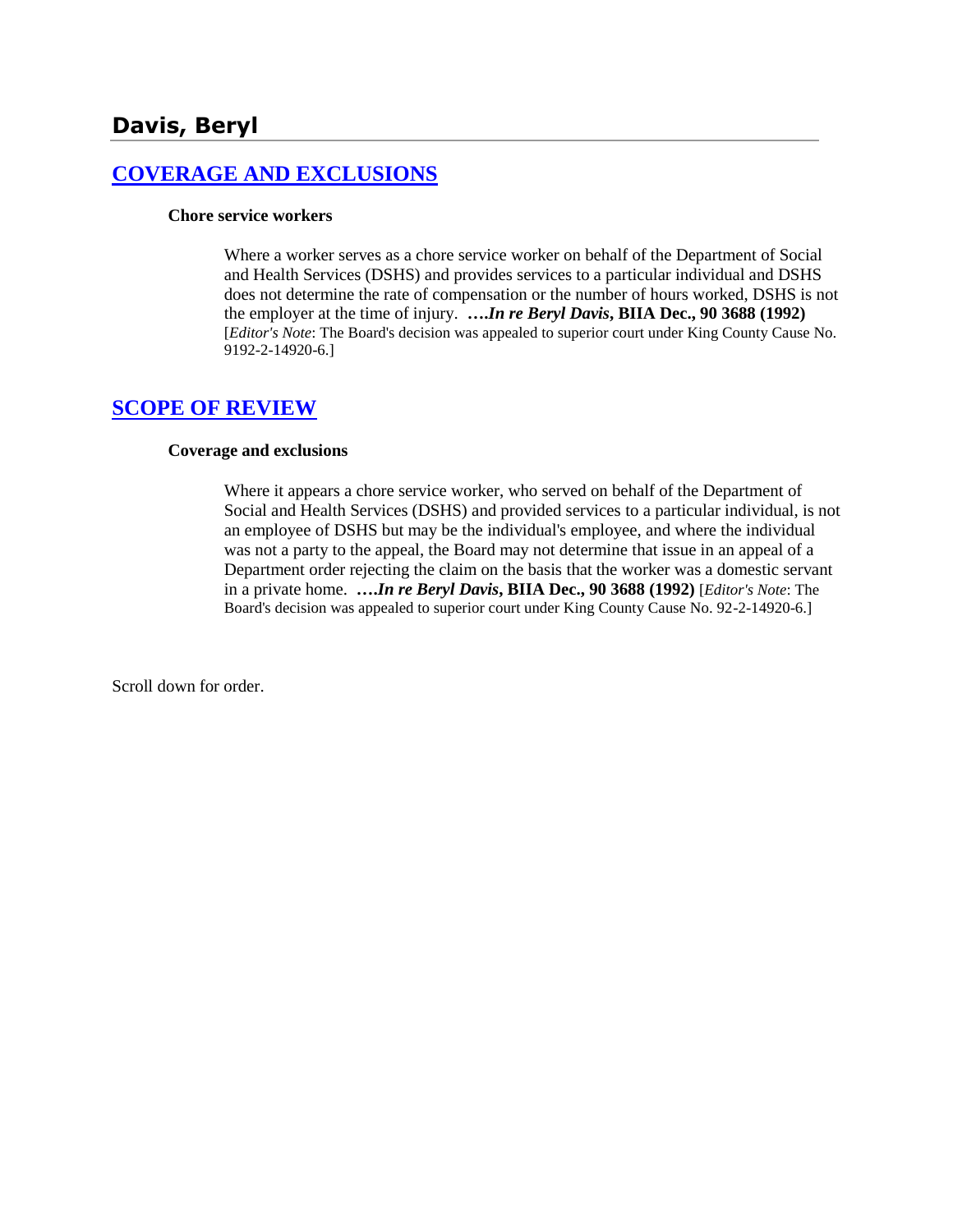# Davis, Beryl

## COVERAGE AND EXCLUSIONS

**Chore service workers**

> Where a worker serves as a chore service worker on behalf of the Department of Social and Health Services (DSHS) and provides services to a particular individual and DSHS does not determine the rate of compensation or the number of hours worked, DSHS is not the employer at the time of injury. **….*In re Beryl Davis*, BIIA Dec., 90 3688 (1992)** [*Editor's Note*: The Board's decision was appealed to superior court under King County Cause No. 9192-2-14920-6.]

## SCOPE OF REVIEW

**Coverage and exclusions**

> Where it appears a chore service worker, who served on behalf of the Department of Social and Health Services (DSHS) and provided services to a particular individual, is not an employee of DSHS but may be the individual's employee, and where the individual was not a party to the appeal, the Board may not determine that issue in an appeal of a Department order rejecting the claim on the basis that the worker was a domestic servant in a private home. **….*In re Beryl Davis*, BIIA Dec., 90 3688 (1992)** [*Editor's Note*: The Board's decision was appealed to superior court under King County Cause No. 92-2-14920-6.]

Scroll down for order.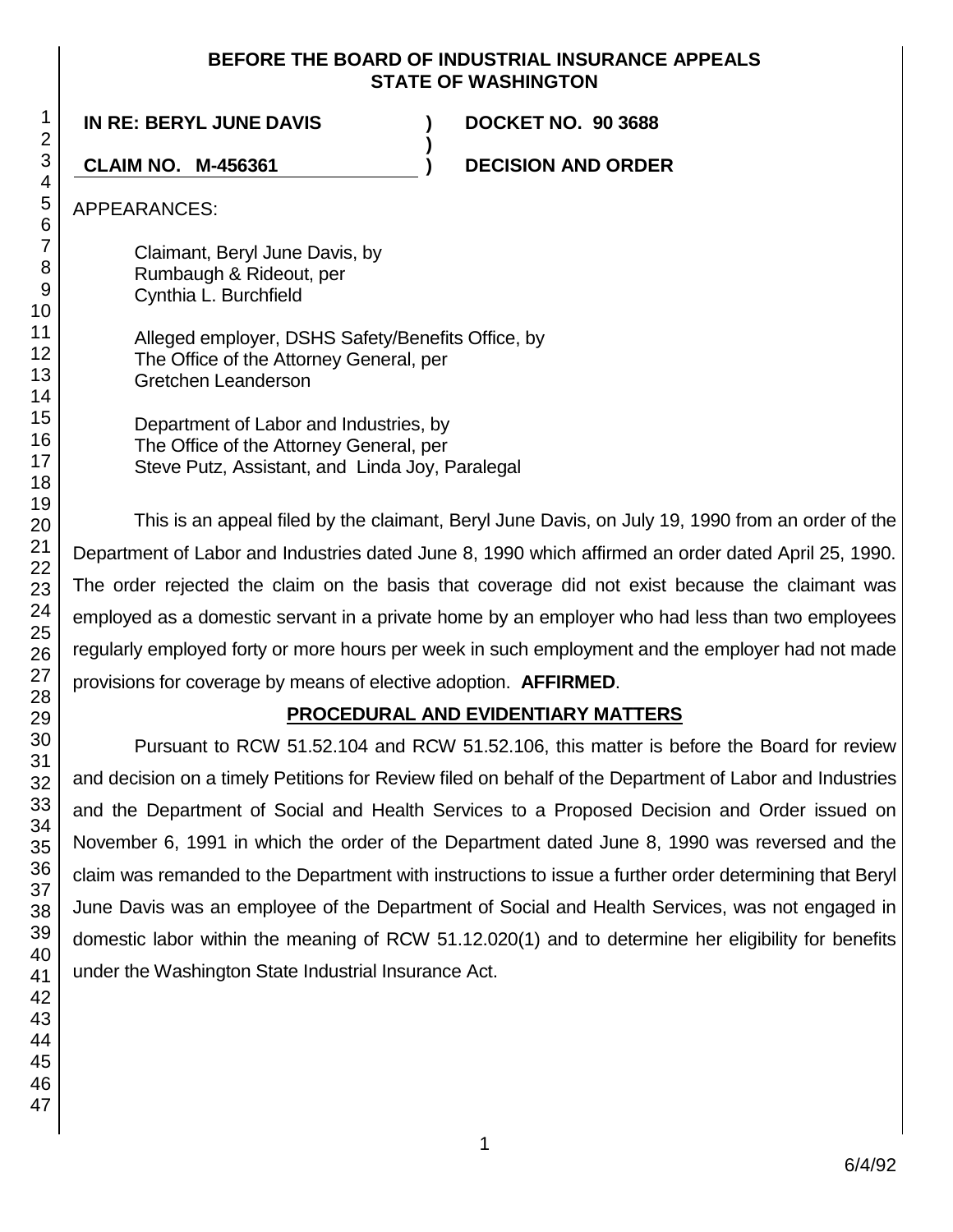**BEFORE THE BOARD OF INDUSTRIAL INSURANCE APPEALS**
**STATE OF WASHINGTON**

| | | |
|---|---|---|
| **IN RE: BERYL JUNE DAVIS** | **)** | **DOCKET NO. 90 3688** |
| | **)** | |
| **CLAIM NO. M-456361** | **)** | **DECISION AND ORDER** |

APPEARANCES:

Claimant, Beryl June Davis, by
Rumbaugh & Rideout, per
Cynthia L. Burchfield

Alleged employer, DSHS Safety/Benefits Office, by
The Office of the Attorney General, per
Gretchen Leanderson

Department of Labor and Industries, by
The Office of the Attorney General, per
Steve Putz, Assistant, and Linda Joy, Paralegal

This is an appeal filed by the claimant, Beryl June Davis, on July 19, 1990 from an order of the Department of Labor and Industries dated June 8, 1990 which affirmed an order dated April 25, 1990. The order rejected the claim on the basis that coverage did not exist because the claimant was employed as a domestic servant in a private home by an employer who had less than two employees regularly employed forty or more hours per week in such employment and the employer had not made provisions for coverage by means of elective adoption. **AFFIRMED**.

## PROCEDURAL AND EVIDENTIARY MATTERS

Pursuant to RCW 51.52.104 and RCW 51.52.106, this matter is before the Board for review and decision on a timely Petitions for Review filed on behalf of the Department of Labor and Industries and the Department of Social and Health Services to a Proposed Decision and Order issued on November 6, 1991 in which the order of the Department dated June 8, 1990 was reversed and the claim was remanded to the Department with instructions to issue a further order determining that Beryl June Davis was an employee of the Department of Social and Health Services, was not engaged in domestic labor within the meaning of RCW 51.12.020(1) and to determine her eligibility for benefits under the Washington State Industrial Insurance Act.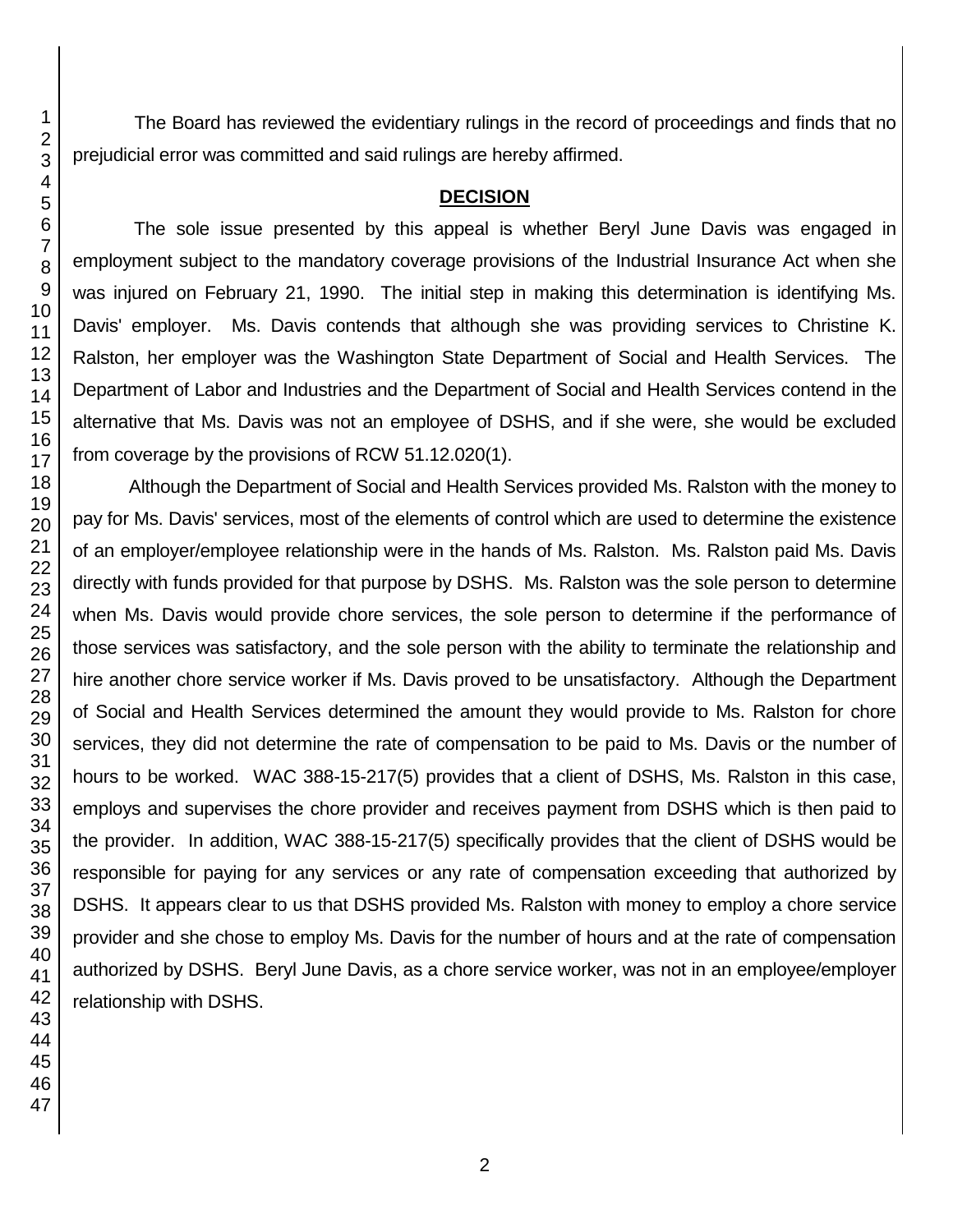The Board has reviewed the evidentiary rulings in the record of proceedings and finds that no prejudicial error was committed and said rulings are hereby affirmed.

## DECISION

The sole issue presented by this appeal is whether Beryl June Davis was engaged in employment subject to the mandatory coverage provisions of the Industrial Insurance Act when she was injured on February 21, 1990. The initial step in making this determination is identifying Ms. Davis' employer. Ms. Davis contends that although she was providing services to Christine K. Ralston, her employer was the Washington State Department of Social and Health Services. The Department of Labor and Industries and the Department of Social and Health Services contend in the alternative that Ms. Davis was not an employee of DSHS, and if she were, she would be excluded from coverage by the provisions of RCW 51.12.020(1).

Although the Department of Social and Health Services provided Ms. Ralston with the money to pay for Ms. Davis' services, most of the elements of control which are used to determine the existence of an employer/employee relationship were in the hands of Ms. Ralston. Ms. Ralston paid Ms. Davis directly with funds provided for that purpose by DSHS. Ms. Ralston was the sole person to determine when Ms. Davis would provide chore services, the sole person to determine if the performance of those services was satisfactory, and the sole person with the ability to terminate the relationship and hire another chore service worker if Ms. Davis proved to be unsatisfactory. Although the Department of Social and Health Services determined the amount they would provide to Ms. Ralston for chore services, they did not determine the rate of compensation to be paid to Ms. Davis or the number of hours to be worked. WAC 388-15-217(5) provides that a client of DSHS, Ms. Ralston in this case, employs and supervises the chore provider and receives payment from DSHS which is then paid to the provider. In addition, WAC 388-15-217(5) specifically provides that the client of DSHS would be responsible for paying for any services or any rate of compensation exceeding that authorized by DSHS. It appears clear to us that DSHS provided Ms. Ralston with money to employ a chore service provider and she chose to employ Ms. Davis for the number of hours and at the rate of compensation authorized by DSHS. Beryl June Davis, as a chore service worker, was not in an employee/employer relationship with DSHS.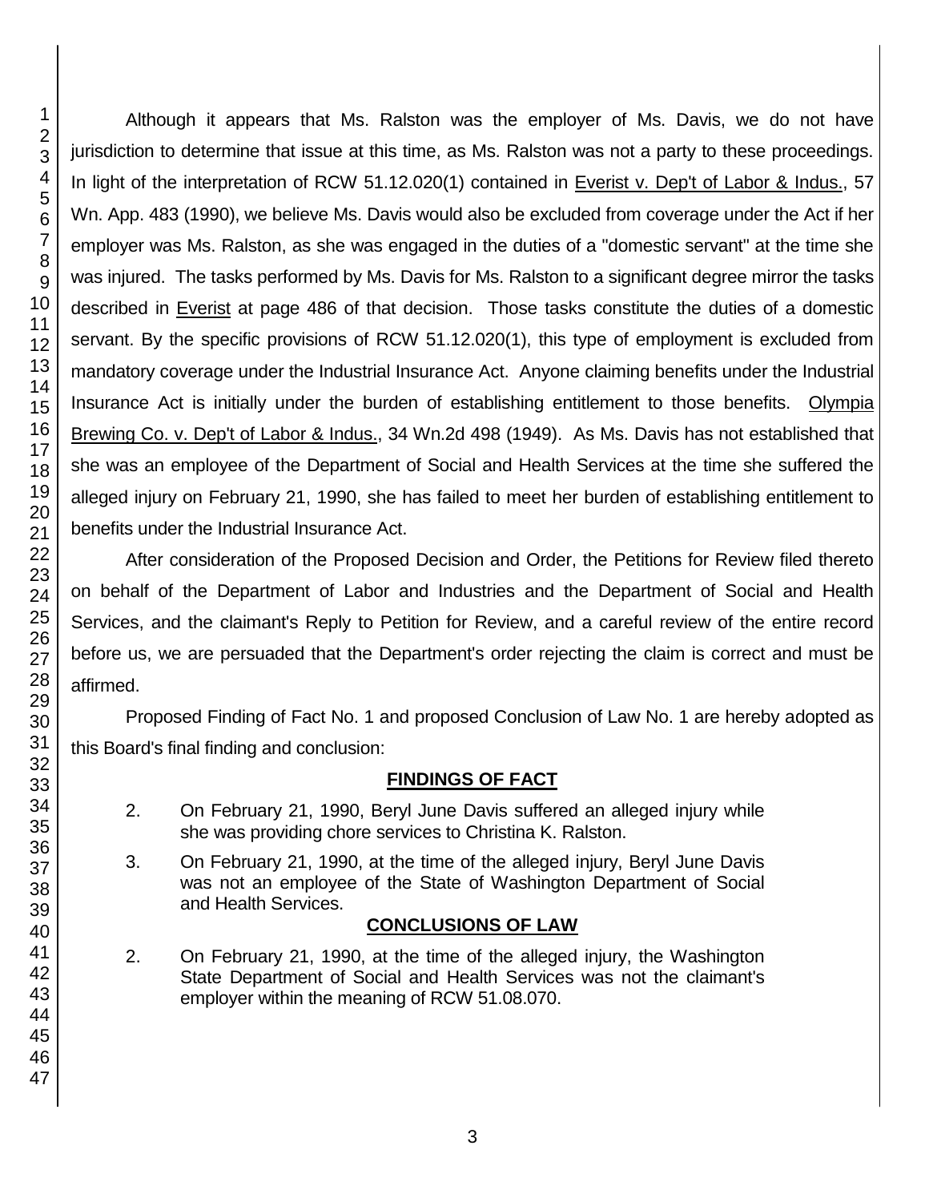Although it appears that Ms. Ralston was the employer of Ms. Davis, we do not have jurisdiction to determine that issue at this time, as Ms. Ralston was not a party to these proceedings. In light of the interpretation of RCW 51.12.020(1) contained in Everist v. Dep't of Labor & Indus., 57 Wn. App. 483 (1990), we believe Ms. Davis would also be excluded from coverage under the Act if her employer was Ms. Ralston, as she was engaged in the duties of a "domestic servant" at the time she was injured. The tasks performed by Ms. Davis for Ms. Ralston to a significant degree mirror the tasks described in Everist at page 486 of that decision. Those tasks constitute the duties of a domestic servant. By the specific provisions of RCW 51.12.020(1), this type of employment is excluded from mandatory coverage under the Industrial Insurance Act. Anyone claiming benefits under the Industrial Insurance Act is initially under the burden of establishing entitlement to those benefits. Olympia Brewing Co. v. Dep't of Labor & Indus., 34 Wn.2d 498 (1949). As Ms. Davis has not established that she was an employee of the Department of Social and Health Services at the time she suffered the alleged injury on February 21, 1990, she has failed to meet her burden of establishing entitlement to benefits under the Industrial Insurance Act.

After consideration of the Proposed Decision and Order, the Petitions for Review filed thereto on behalf of the Department of Labor and Industries and the Department of Social and Health Services, and the claimant's Reply to Petition for Review, and a careful review of the entire record before us, we are persuaded that the Department's order rejecting the claim is correct and must be affirmed.

Proposed Finding of Fact No. 1 and proposed Conclusion of Law No. 1 are hereby adopted as this Board's final finding and conclusion:

## FINDINGS OF FACT

2. On February 21, 1990, Beryl June Davis suffered an alleged injury while she was providing chore services to Christina K. Ralston.

3. On February 21, 1990, at the time of the alleged injury, Beryl June Davis was not an employee of the State of Washington Department of Social and Health Services.

## CONCLUSIONS OF LAW

2. On February 21, 1990, at the time of the alleged injury, the Washington State Department of Social and Health Services was not the claimant's employer within the meaning of RCW 51.08.070.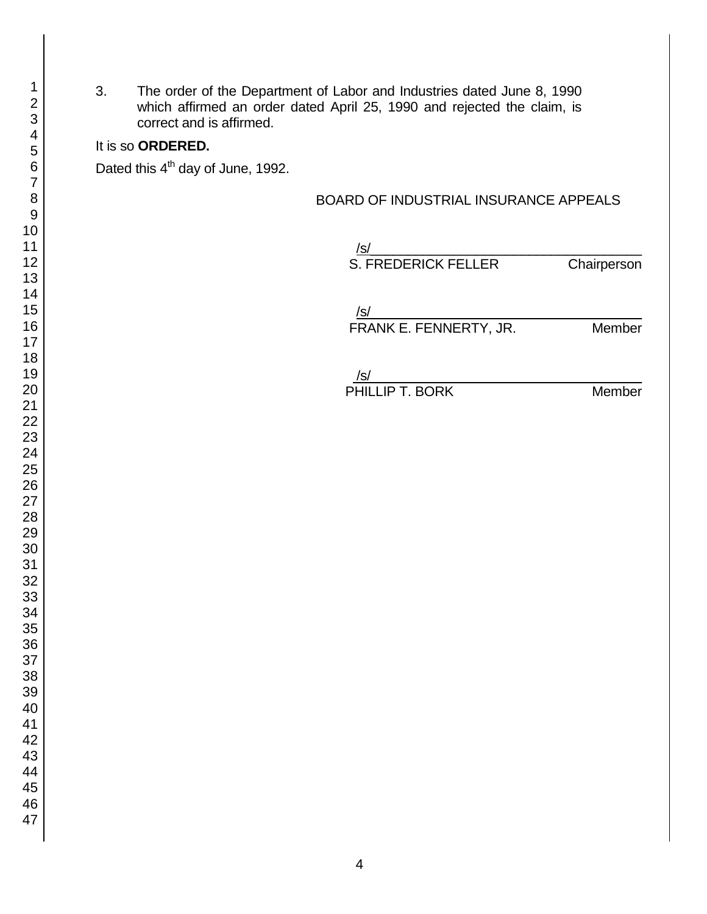3. The order of the Department of Labor and Industries dated June 8, 1990 which affirmed an order dated April 25, 1990 and rejected the claim, is correct and is affirmed.

It is so **ORDERED.**

Dated this 4th day of June, 1992.

BOARD OF INDUSTRIAL INSURANCE APPEALS

/s/
S. FREDERICK FELLER Chairperson

/s/
FRANK E. FENNERTY, JR. Member

/s/
PHILLIP T. BORK Member